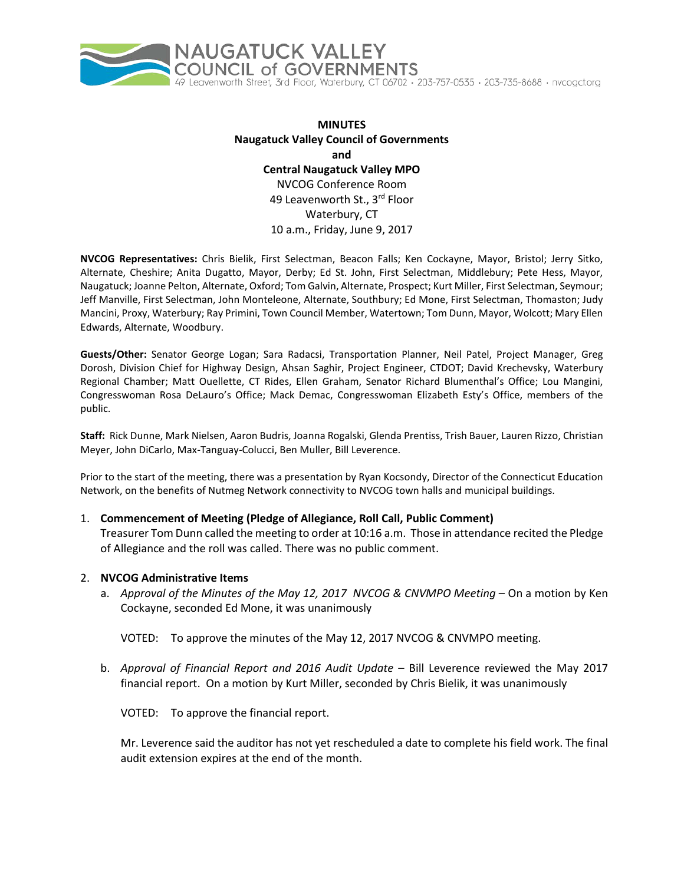NAUGATUCK VALLEY COUNCIL of GOVERNMENTS
49 Leavenworth Street, 3rd Floor, Waterbury, CT 06702 · 203-757-0535 · 203-735-8688 · nvcogct.org

**MINUTES**
**Naugatuck Valley Council of Governments**
**and**
**Central Naugatuck Valley MPO**
NVCOG Conference Room
49 Leavenworth St., 3rd Floor
Waterbury, CT
10 a.m., Friday, June 9, 2017

**NVCOG Representatives:** Chris Bielik, First Selectman, Beacon Falls; Ken Cockayne, Mayor, Bristol; Jerry Sitko, Alternate, Cheshire; Anita Dugatto, Mayor, Derby; Ed St. John, First Selectman, Middlebury; Pete Hess, Mayor, Naugatuck; Joanne Pelton, Alternate, Oxford; Tom Galvin, Alternate, Prospect; Kurt Miller, First Selectman, Seymour; Jeff Manville, First Selectman, John Monteleone, Alternate, Southbury; Ed Mone, First Selectman, Thomaston; Judy Mancini, Proxy, Waterbury; Ray Primini, Town Council Member, Watertown; Tom Dunn, Mayor, Wolcott; Mary Ellen Edwards, Alternate, Woodbury.

**Guests/Other:** Senator George Logan; Sara Radacsi, Transportation Planner, Neil Patel, Project Manager, Greg Dorosh, Division Chief for Highway Design, Ahsan Saghir, Project Engineer, CTDOT; David Krechevsky, Waterbury Regional Chamber; Matt Ouellette, CT Rides, Ellen Graham, Senator Richard Blumenthal's Office; Lou Mangini, Congresswoman Rosa DeLauro's Office; Mack Demac, Congresswoman Elizabeth Esty's Office, members of the public.

**Staff:** Rick Dunne, Mark Nielsen, Aaron Budris, Joanna Rogalski, Glenda Prentiss, Trish Bauer, Lauren Rizzo, Christian Meyer, John DiCarlo, Max-Tanguay-Colucci, Ben Muller, Bill Leverence.

Prior to the start of the meeting, there was a presentation by Ryan Kocsondy, Director of the Connecticut Education Network, on the benefits of Nutmeg Network connectivity to NVCOG town halls and municipal buildings.

1. **Commencement of Meeting (Pledge of Allegiance, Roll Call, Public Comment)**
   Treasurer Tom Dunn called the meeting to order at 10:16 a.m. Those in attendance recited the Pledge of Allegiance and the roll was called. There was no public comment.

2. **NVCOG Administrative Items**
   a. *Approval of the Minutes of the May 12, 2017 NVCOG & CNVMPO Meeting* – On a motion by Ken Cockayne, seconded Ed Mone, it was unanimously

      VOTED: To approve the minutes of the May 12, 2017 NVCOG & CNVMPO meeting.

   b. *Approval of Financial Report and 2016 Audit Update* – Bill Leverence reviewed the May 2017 financial report. On a motion by Kurt Miller, seconded by Chris Bielik, it was unanimously

      VOTED: To approve the financial report.

      Mr. Leverence said the auditor has not yet rescheduled a date to complete his field work. The final audit extension expires at the end of the month.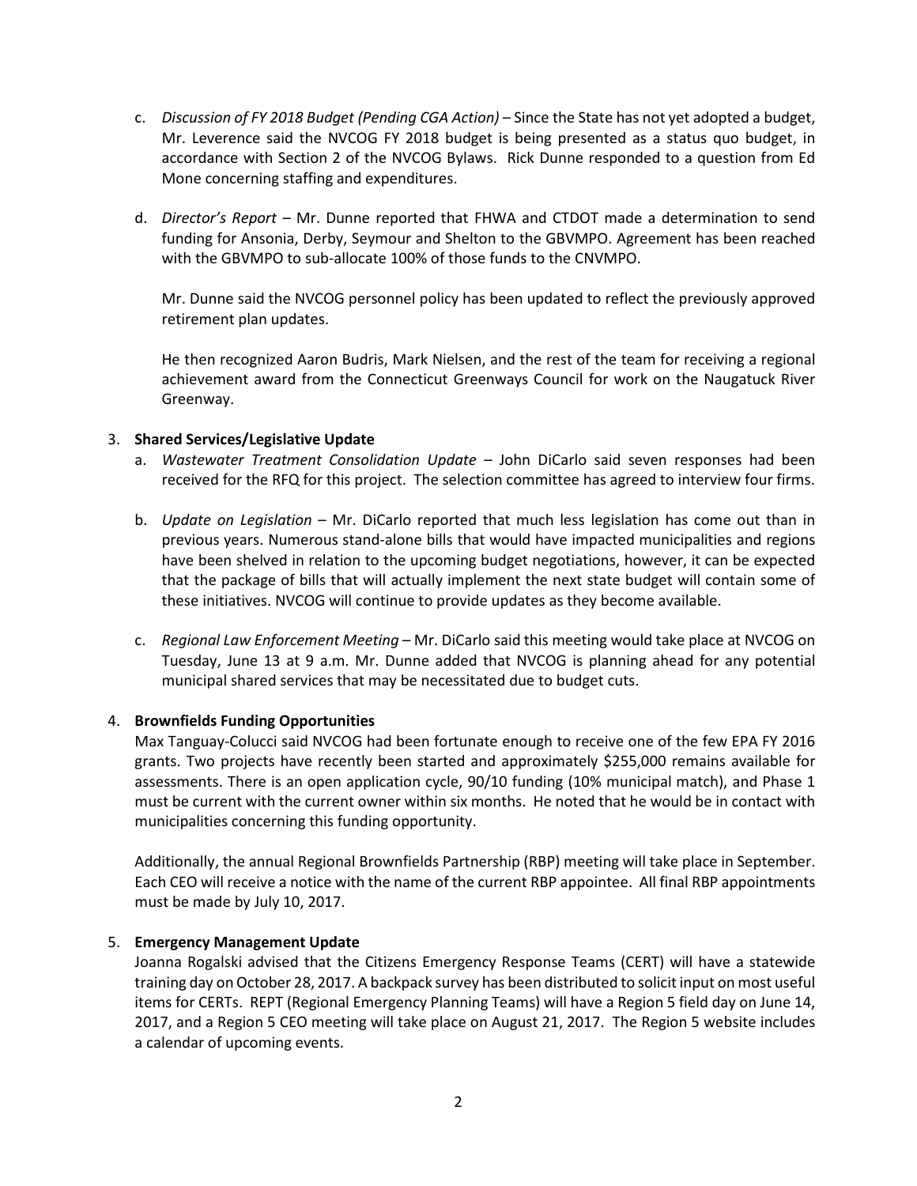c. *Discussion of FY 2018 Budget (Pending CGA Action)* – Since the State has not yet adopted a budget, Mr. Leverence said the NVCOG FY 2018 budget is being presented as a status quo budget, in accordance with Section 2 of the NVCOG Bylaws. Rick Dunne responded to a question from Ed Mone concerning staffing and expenditures.

d. *Director's Report* – Mr. Dunne reported that FHWA and CTDOT made a determination to send funding for Ansonia, Derby, Seymour and Shelton to the GBVMPO. Agreement has been reached with the GBVMPO to sub-allocate 100% of those funds to the CNVMPO.

   Mr. Dunne said the NVCOG personnel policy has been updated to reflect the previously approved retirement plan updates.

   He then recognized Aaron Budris, Mark Nielsen, and the rest of the team for receiving a regional achievement award from the Connecticut Greenways Council for work on the Naugatuck River Greenway.

3. **Shared Services/Legislative Update**

   a. *Wastewater Treatment Consolidation Update* – John DiCarlo said seven responses had been received for the RFQ for this project. The selection committee has agreed to interview four firms.

   b. *Update on Legislation* – Mr. DiCarlo reported that much less legislation has come out than in previous years. Numerous stand-alone bills that would have impacted municipalities and regions have been shelved in relation to the upcoming budget negotiations, however, it can be expected that the package of bills that will actually implement the next state budget will contain some of these initiatives. NVCOG will continue to provide updates as they become available.

   c. *Regional Law Enforcement Meeting* – Mr. DiCarlo said this meeting would take place at NVCOG on Tuesday, June 13 at 9 a.m. Mr. Dunne added that NVCOG is planning ahead for any potential municipal shared services that may be necessitated due to budget cuts.

4. **Brownfields Funding Opportunities**

   Max Tanguay-Colucci said NVCOG had been fortunate enough to receive one of the few EPA FY 2016 grants. Two projects have recently been started and approximately $255,000 remains available for assessments. There is an open application cycle, 90/10 funding (10% municipal match), and Phase 1 must be current with the current owner within six months. He noted that he would be in contact with municipalities concerning this funding opportunity.

   Additionally, the annual Regional Brownfields Partnership (RBP) meeting will take place in September. Each CEO will receive a notice with the name of the current RBP appointee. All final RBP appointments must be made by July 10, 2017.

5. **Emergency Management Update**

   Joanna Rogalski advised that the Citizens Emergency Response Teams (CERT) will have a statewide training day on October 28, 2017. A backpack survey has been distributed to solicit input on most useful items for CERTs. REPT (Regional Emergency Planning Teams) will have a Region 5 field day on June 14, 2017, and a Region 5 CEO meeting will take place on August 21, 2017. The Region 5 website includes a calendar of upcoming events.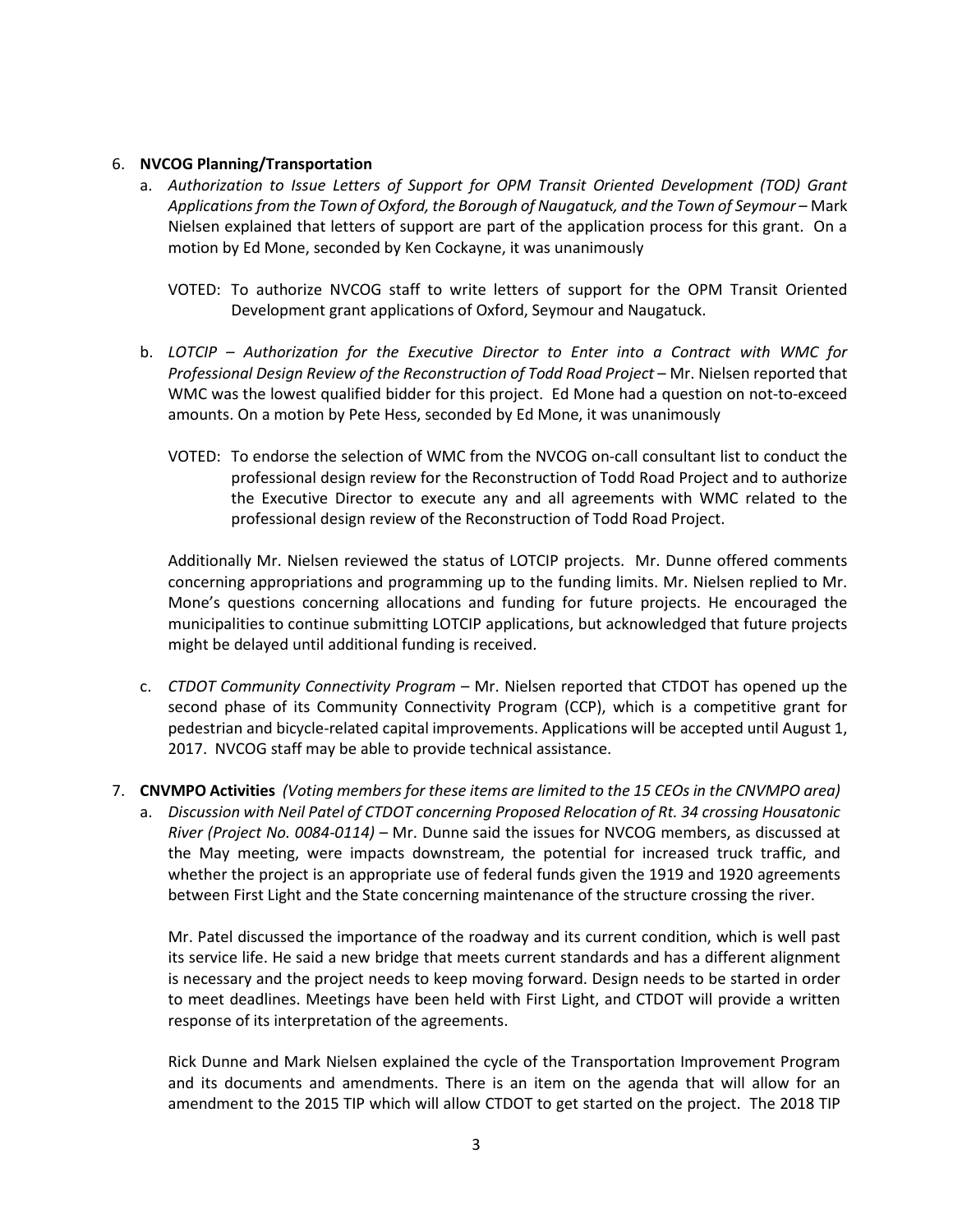6. **NVCOG Planning/Transportation**

   a. *Authorization to Issue Letters of Support for OPM Transit Oriented Development (TOD) Grant Applications from the Town of Oxford, the Borough of Naugatuck, and the Town of Seymour* – Mark Nielsen explained that letters of support are part of the application process for this grant. On a motion by Ed Mone, seconded by Ken Cockayne, it was unanimously

      VOTED: To authorize NVCOG staff to write letters of support for the OPM Transit Oriented Development grant applications of Oxford, Seymour and Naugatuck.

   b. *LOTCIP – Authorization for the Executive Director to Enter into a Contract with WMC for Professional Design Review of the Reconstruction of Todd Road Project* – Mr. Nielsen reported that WMC was the lowest qualified bidder for this project. Ed Mone had a question on not-to-exceed amounts. On a motion by Pete Hess, seconded by Ed Mone, it was unanimously

      VOTED: To endorse the selection of WMC from the NVCOG on-call consultant list to conduct the professional design review for the Reconstruction of Todd Road Project and to authorize the Executive Director to execute any and all agreements with WMC related to the professional design review of the Reconstruction of Todd Road Project.

      Additionally Mr. Nielsen reviewed the status of LOTCIP projects. Mr. Dunne offered comments concerning appropriations and programming up to the funding limits. Mr. Nielsen replied to Mr. Mone's questions concerning allocations and funding for future projects. He encouraged the municipalities to continue submitting LOTCIP applications, but acknowledged that future projects might be delayed until additional funding is received.

   c. *CTDOT Community Connectivity Program* – Mr. Nielsen reported that CTDOT has opened up the second phase of its Community Connectivity Program (CCP), which is a competitive grant for pedestrian and bicycle-related capital improvements. Applications will be accepted until August 1, 2017. NVCOG staff may be able to provide technical assistance.

7. **CNVMPO Activities** *(Voting members for these items are limited to the 15 CEOs in the CNVMPO area)*

   a. *Discussion with Neil Patel of CTDOT concerning Proposed Relocation of Rt. 34 crossing Housatonic River (Project No. 0084-0114)* – Mr. Dunne said the issues for NVCOG members, as discussed at the May meeting, were impacts downstream, the potential for increased truck traffic, and whether the project is an appropriate use of federal funds given the 1919 and 1920 agreements between First Light and the State concerning maintenance of the structure crossing the river.

      Mr. Patel discussed the importance of the roadway and its current condition, which is well past its service life. He said a new bridge that meets current standards and has a different alignment is necessary and the project needs to keep moving forward. Design needs to be started in order to meet deadlines. Meetings have been held with First Light, and CTDOT will provide a written response of its interpretation of the agreements.

      Rick Dunne and Mark Nielsen explained the cycle of the Transportation Improvement Program and its documents and amendments. There is an item on the agenda that will allow for an amendment to the 2015 TIP which will allow CTDOT to get started on the project. The 2018 TIP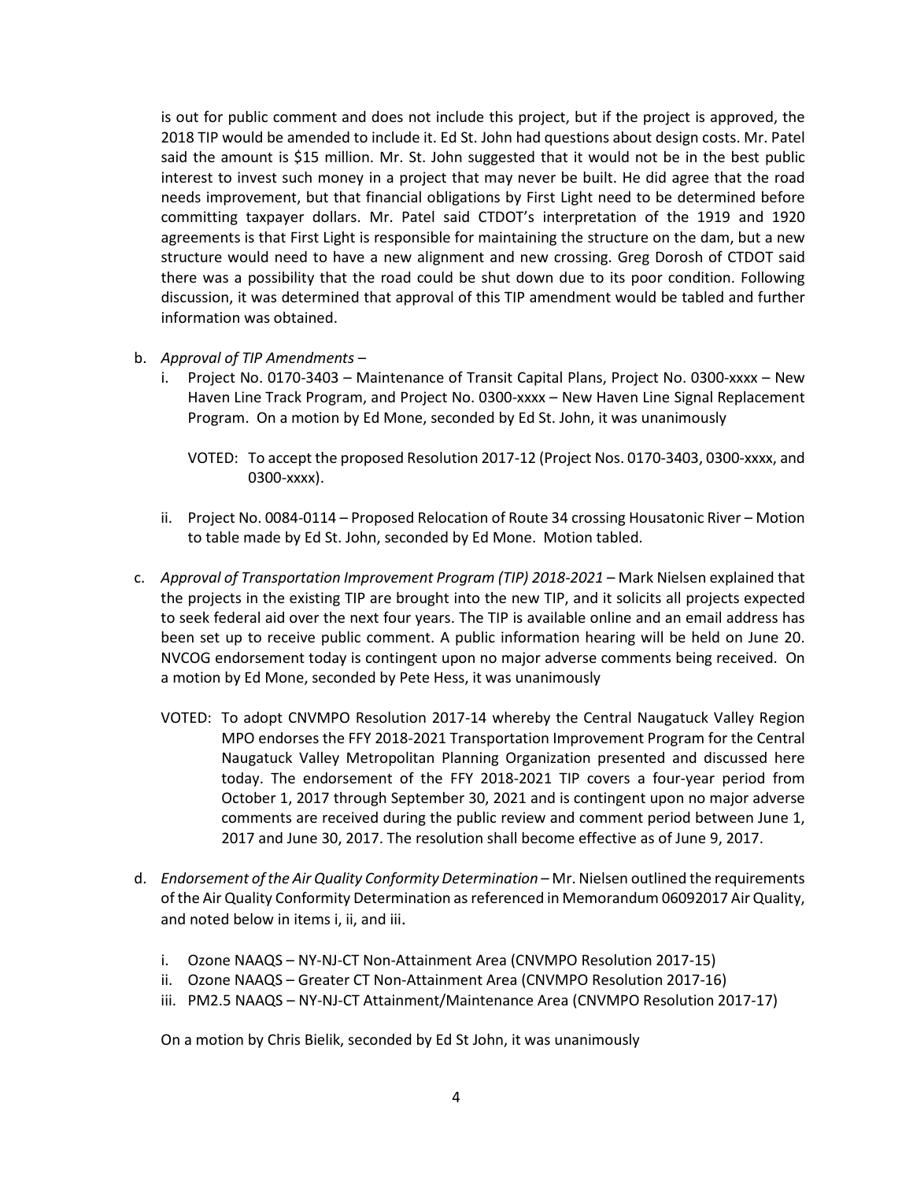is out for public comment and does not include this project, but if the project is approved, the 2018 TIP would be amended to include it. Ed St. John had questions about design costs. Mr. Patel said the amount is $15 million. Mr. St. John suggested that it would not be in the best public interest to invest such money in a project that may never be built. He did agree that the road needs improvement, but that financial obligations by First Light need to be determined before committing taxpayer dollars. Mr. Patel said CTDOT's interpretation of the 1919 and 1920 agreements is that First Light is responsible for maintaining the structure on the dam, but a new structure would need to have a new alignment and new crossing. Greg Dorosh of CTDOT said there was a possibility that the road could be shut down due to its poor condition. Following discussion, it was determined that approval of this TIP amendment would be tabled and further information was obtained.

b. *Approval of TIP Amendments* –
   i. Project No. 0170-3403 – Maintenance of Transit Capital Plans, Project No. 0300-xxxx – New Haven Line Track Program, and Project No. 0300-xxxx – New Haven Line Signal Replacement Program. On a motion by Ed Mone, seconded by Ed St. John, it was unanimously

      VOTED: To accept the proposed Resolution 2017-12 (Project Nos. 0170-3403, 0300-xxxx, and 0300-xxxx).

   ii. Project No. 0084-0114 – Proposed Relocation of Route 34 crossing Housatonic River – Motion to table made by Ed St. John, seconded by Ed Mone. Motion tabled.

c. *Approval of Transportation Improvement Program (TIP) 2018-2021* – Mark Nielsen explained that the projects in the existing TIP are brought into the new TIP, and it solicits all projects expected to seek federal aid over the next four years. The TIP is available online and an email address has been set up to receive public comment. A public information hearing will be held on June 20. NVCOG endorsement today is contingent upon no major adverse comments being received. On a motion by Ed Mone, seconded by Pete Hess, it was unanimously

   VOTED: To adopt CNVMPO Resolution 2017-14 whereby the Central Naugatuck Valley Region MPO endorses the FFY 2018-2021 Transportation Improvement Program for the Central Naugatuck Valley Metropolitan Planning Organization presented and discussed here today. The endorsement of the FFY 2018-2021 TIP covers a four-year period from October 1, 2017 through September 30, 2021 and is contingent upon no major adverse comments are received during the public review and comment period between June 1, 2017 and June 30, 2017. The resolution shall become effective as of June 9, 2017.

d. *Endorsement of the Air Quality Conformity Determination* – Mr. Nielsen outlined the requirements of the Air Quality Conformity Determination as referenced in Memorandum 06092017 Air Quality, and noted below in items i, ii, and iii.

   i. Ozone NAAQS – NY-NJ-CT Non-Attainment Area (CNVMPO Resolution 2017-15)
   ii. Ozone NAAQS – Greater CT Non-Attainment Area (CNVMPO Resolution 2017-16)
   iii. PM2.5 NAAQS – NY-NJ-CT Attainment/Maintenance Area (CNVMPO Resolution 2017-17)

   On a motion by Chris Bielik, seconded by Ed St John, it was unanimously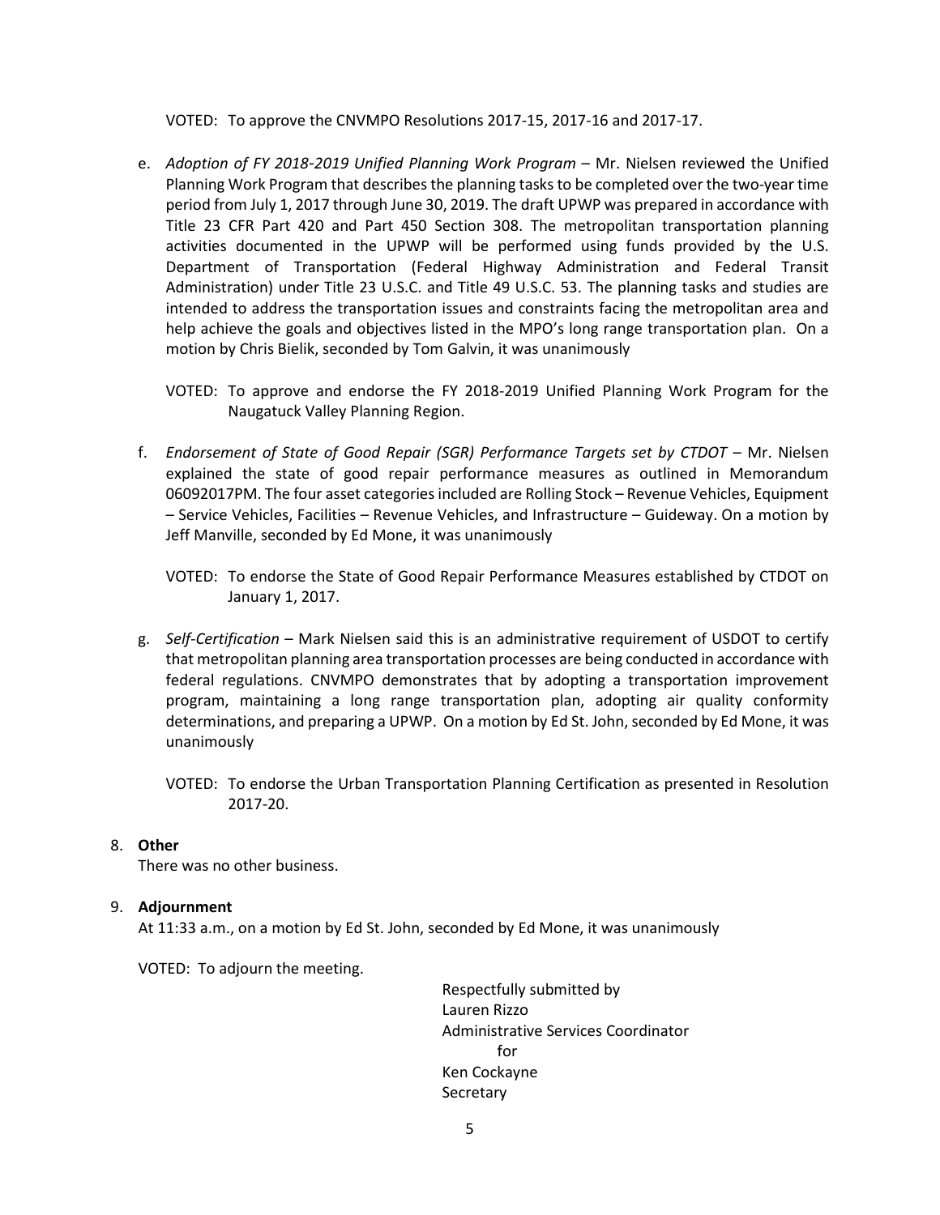VOTED: To approve the CNVMPO Resolutions 2017-15, 2017-16 and 2017-17.

e. *Adoption of FY 2018-2019 Unified Planning Work Program* – Mr. Nielsen reviewed the Unified Planning Work Program that describes the planning tasks to be completed over the two-year time period from July 1, 2017 through June 30, 2019. The draft UPWP was prepared in accordance with Title 23 CFR Part 420 and Part 450 Section 308. The metropolitan transportation planning activities documented in the UPWP will be performed using funds provided by the U.S. Department of Transportation (Federal Highway Administration and Federal Transit Administration) under Title 23 U.S.C. and Title 49 U.S.C. 53. The planning tasks and studies are intended to address the transportation issues and constraints facing the metropolitan area and help achieve the goals and objectives listed in the MPO's long range transportation plan. On a motion by Chris Bielik, seconded by Tom Galvin, it was unanimously

   VOTED: To approve and endorse the FY 2018-2019 Unified Planning Work Program for the Naugatuck Valley Planning Region.

f. *Endorsement of State of Good Repair (SGR) Performance Targets set by CTDOT* – Mr. Nielsen explained the state of good repair performance measures as outlined in Memorandum 06092017PM. The four asset categories included are Rolling Stock – Revenue Vehicles, Equipment – Service Vehicles, Facilities – Revenue Vehicles, and Infrastructure – Guideway. On a motion by Jeff Manville, seconded by Ed Mone, it was unanimously

   VOTED: To endorse the State of Good Repair Performance Measures established by CTDOT on January 1, 2017.

g. *Self-Certification* – Mark Nielsen said this is an administrative requirement of USDOT to certify that metropolitan planning area transportation processes are being conducted in accordance with federal regulations. CNVMPO demonstrates that by adopting a transportation improvement program, maintaining a long range transportation plan, adopting air quality conformity determinations, and preparing a UPWP. On a motion by Ed St. John, seconded by Ed Mone, it was unanimously

   VOTED: To endorse the Urban Transportation Planning Certification as presented in Resolution 2017-20.

8. **Other**

   There was no other business.

9. **Adjournment**

   At 11:33 a.m., on a motion by Ed St. John, seconded by Ed Mone, it was unanimously

   VOTED: To adjourn the meeting.

Respectfully submitted by
Lauren Rizzo
Administrative Services Coordinator
for
Ken Cockayne
Secretary